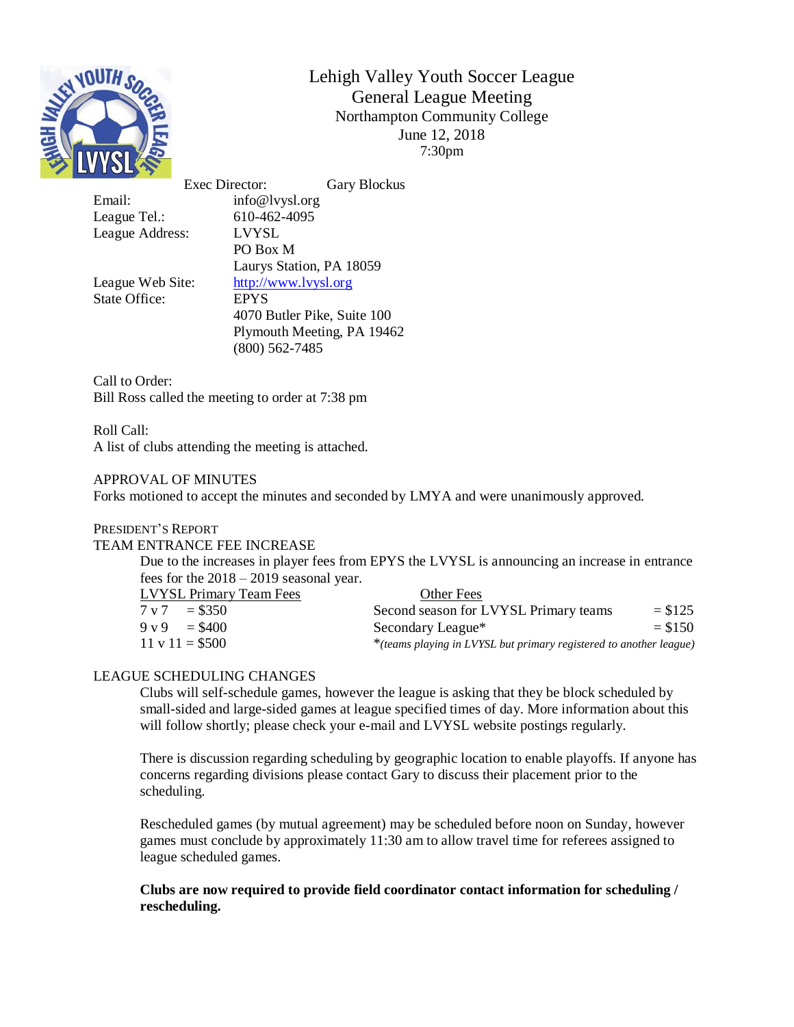# Lehigh Valley Youth Soccer League
## General League Meeting

Northampton Community College
June 12, 2018
7:30pm

| | |
|---|---|
| Exec Director: | Gary Blockus |
| Email: | info@lvysl.org |
| League Tel.: | 610-462-4095 |
| League Address: | LVYSL<br>PO Box M<br>Laurys Station, PA 18059 |
| League Web Site: | http://www.lvysl.org |
| State Office: | EPYS<br>4070 Butler Pike, Suite 100<br>Plymouth Meeting, PA 19462<br>(800) 562-7485 |

Call to Order:
Bill Ross called the meeting to order at 7:38 pm

Roll Call:
A list of clubs attending the meeting is attached.

APPROVAL OF MINUTES
Forks motioned to accept the minutes and seconded by LMYA and were unanimously approved.

PRESIDENT'S REPORT
TEAM ENTRANCE FEE INCREASE

Due to the increases in player fees from EPYS the LVYSL is announcing an increase in entrance fees for the 2018 – 2019 seasonal year.

| LVYSL Primary Team Fees | Other Fees | |
|---|---|---|
| 7 v 7 = $350 | Second season for LVYSL Primary teams | = $125 |
| 9 v 9 = $400 | Secondary League* | = $150 |
| 11 v 11 = $500 | *(teams playing in LVYSL but primary registered to another league)* | |

LEAGUE SCHEDULING CHANGES

Clubs will self-schedule games, however the league is asking that they be block scheduled by small-sided and large-sided games at league specified times of day. More information about this will follow shortly; please check your e-mail and LVYSL website postings regularly.

There is discussion regarding scheduling by geographic location to enable playoffs. If anyone has concerns regarding divisions please contact Gary to discuss their placement prior to the scheduling.

Rescheduled games (by mutual agreement) may be scheduled before noon on Sunday, however games must conclude by approximately 11:30 am to allow travel time for referees assigned to league scheduled games.

**Clubs are now required to provide field coordinator contact information for scheduling / rescheduling.**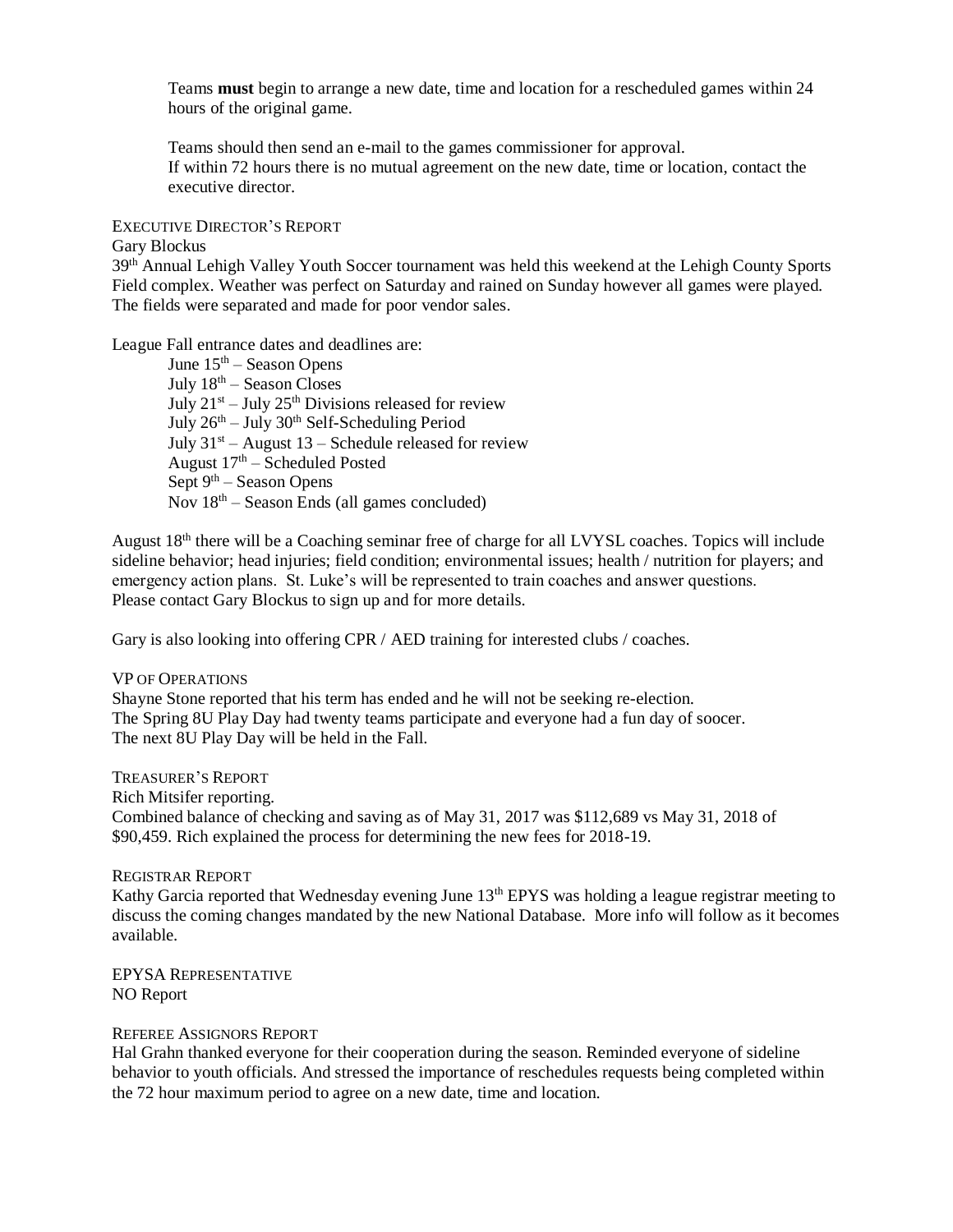Teams **must** begin to arrange a new date, time and location for a rescheduled games within 24 hours of the original game.

Teams should then send an e-mail to the games commissioner for approval.
If within 72 hours there is no mutual agreement on the new date, time or location, contact the executive director.

EXECUTIVE DIRECTOR'S REPORT

Gary Blockus

39th Annual Lehigh Valley Youth Soccer tournament was held this weekend at the Lehigh County Sports Field complex. Weather was perfect on Saturday and rained on Sunday however all games were played. The fields were separated and made for poor vendor sales.

League Fall entrance dates and deadlines are:

- June 15th – Season Opens
- July 18th – Season Closes
- July 21st – July 25th Divisions released for review
- July 26th – July 30th Self-Scheduling Period
- July 31st – August 13 – Schedule released for review
- August 17th – Scheduled Posted
- Sept 9th – Season Opens
- Nov 18th – Season Ends (all games concluded)

August 18th there will be a Coaching seminar free of charge for all LVYSL coaches. Topics will include sideline behavior; head injuries; field condition; environmental issues; health / nutrition for players; and emergency action plans. St. Luke's will be represented to train coaches and answer questions. Please contact Gary Blockus to sign up and for more details.

Gary is also looking into offering CPR / AED training for interested clubs / coaches.

VP OF OPERATIONS

Shayne Stone reported that his term has ended and he will not be seeking re-election.
The Spring 8U Play Day had twenty teams participate and everyone had a fun day of soocer.
The next 8U Play Day will be held in the Fall.

TREASURER'S REPORT

Rich Mitsifer reporting.
Combined balance of checking and saving as of May 31, 2017 was $112,689 vs May 31, 2018 of $90,459. Rich explained the process for determining the new fees for 2018-19.

REGISTRAR REPORT

Kathy Garcia reported that Wednesday evening June 13th EPYS was holding a league registrar meeting to discuss the coming changes mandated by the new National Database. More info will follow as it becomes available.

EPYSA REPRESENTATIVE

NO Report

REFEREE ASSIGNORS REPORT

Hal Grahn thanked everyone for their cooperation during the season. Reminded everyone of sideline behavior to youth officials. And stressed the importance of reschedules requests being completed within the 72 hour maximum period to agree on a new date, time and location.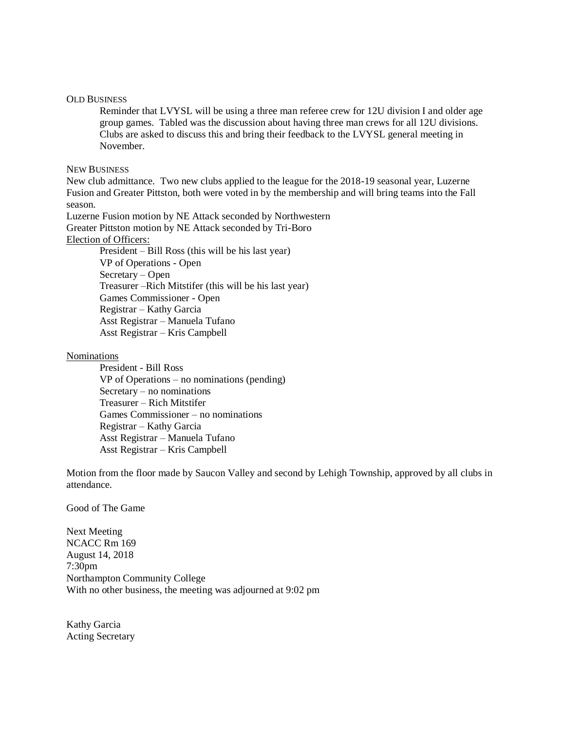OLD BUSINESS

Reminder that LVYSL will be using a three man referee crew for 12U division I and older age group games. Tabled was the discussion about having three man crews for all 12U divisions. Clubs are asked to discuss this and bring their feedback to the LVYSL general meeting in November.

NEW BUSINESS

New club admittance. Two new clubs applied to the league for the 2018-19 seasonal year, Luzerne Fusion and Greater Pittston, both were voted in by the membership and will bring teams into the Fall season.

Luzerne Fusion motion by NE Attack seconded by Northwestern

Greater Pittston motion by NE Attack seconded by Tri-Boro

Election of Officers:

- President – Bill Ross (this will be his last year)
- VP of Operations - Open
- Secretary – Open
- Treasurer –Rich Mitstifer (this will be his last year)
- Games Commissioner - Open
- Registrar – Kathy Garcia
- Asst Registrar – Manuela Tufano
- Asst Registrar – Kris Campbell

Nominations

- President - Bill Ross
- VP of Operations – no nominations (pending)
- Secretary – no nominations
- Treasurer – Rich Mitstifer
- Games Commissioner – no nominations
- Registrar – Kathy Garcia
- Asst Registrar – Manuela Tufano
- Asst Registrar – Kris Campbell

Motion from the floor made by Saucon Valley and second by Lehigh Township, approved by all clubs in attendance.

Good of The Game

Next Meeting
NCACC Rm 169
August 14, 2018
7:30pm
Northampton Community College
With no other business, the meeting was adjourned at 9:02 pm

Kathy Garcia
Acting Secretary